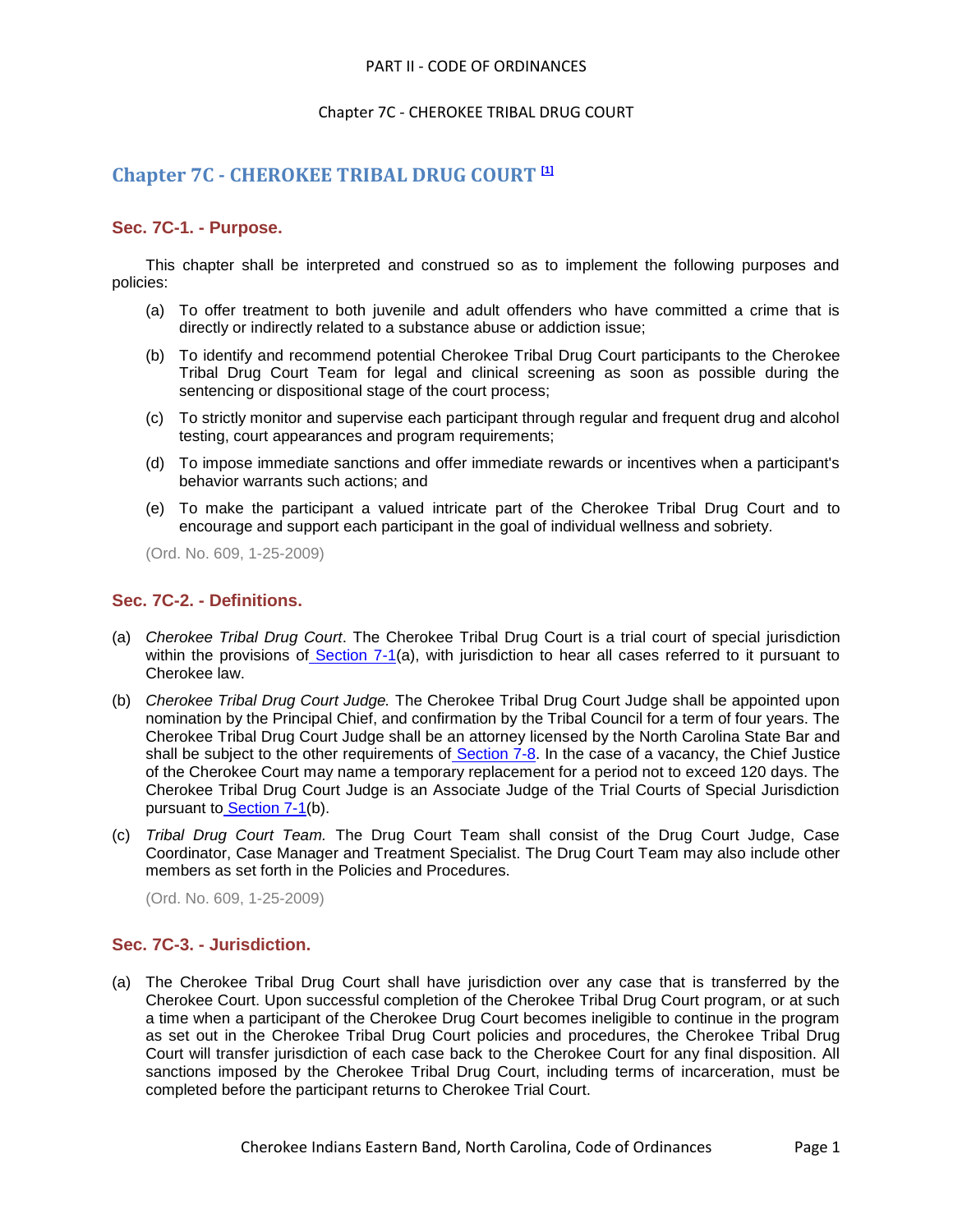# Chapter 7C - CHEROKEE TRIBAL DRUG COURT [1]

## Sec. 7C-1. - Purpose.

This chapter shall be interpreted and construed so as to implement the following purposes and policies:

(a) To offer treatment to both juvenile and adult offenders who have committed a crime that is directly or indirectly related to a substance abuse or addiction issue;

(b) To identify and recommend potential Cherokee Tribal Drug Court participants to the Cherokee Tribal Drug Court Team for legal and clinical screening as soon as possible during the sentencing or dispositional stage of the court process;

(c) To strictly monitor and supervise each participant through regular and frequent drug and alcohol testing, court appearances and program requirements;

(d) To impose immediate sanctions and offer immediate rewards or incentives when a participant's behavior warrants such actions; and

(e) To make the participant a valued intricate part of the Cherokee Tribal Drug Court and to encourage and support each participant in the goal of individual wellness and sobriety.

(Ord. No. 609, 1-25-2009)

## Sec. 7C-2. - Definitions.

(a) *Cherokee Tribal Drug Court*. The Cherokee Tribal Drug Court is a trial court of special jurisdiction within the provisions of Section 7-1(a), with jurisdiction to hear all cases referred to it pursuant to Cherokee law.

(b) *Cherokee Tribal Drug Court Judge.* The Cherokee Tribal Drug Court Judge shall be appointed upon nomination by the Principal Chief, and confirmation by the Tribal Council for a term of four years. The Cherokee Tribal Drug Court Judge shall be an attorney licensed by the North Carolina State Bar and shall be subject to the other requirements of Section 7-8. In the case of a vacancy, the Chief Justice of the Cherokee Court may name a temporary replacement for a period not to exceed 120 days. The Cherokee Tribal Drug Court Judge is an Associate Judge of the Trial Courts of Special Jurisdiction pursuant to Section 7-1(b).

(c) *Tribal Drug Court Team.* The Drug Court Team shall consist of the Drug Court Judge, Case Coordinator, Case Manager and Treatment Specialist. The Drug Court Team may also include other members as set forth in the Policies and Procedures.

(Ord. No. 609, 1-25-2009)

## Sec. 7C-3. - Jurisdiction.

(a) The Cherokee Tribal Drug Court shall have jurisdiction over any case that is transferred by the Cherokee Court. Upon successful completion of the Cherokee Tribal Drug Court program, or at such a time when a participant of the Cherokee Drug Court becomes ineligible to continue in the program as set out in the Cherokee Tribal Drug Court policies and procedures, the Cherokee Tribal Drug Court will transfer jurisdiction of each case back to the Cherokee Court for any final disposition. All sanctions imposed by the Cherokee Tribal Drug Court, including terms of incarceration, must be completed before the participant returns to Cherokee Trial Court.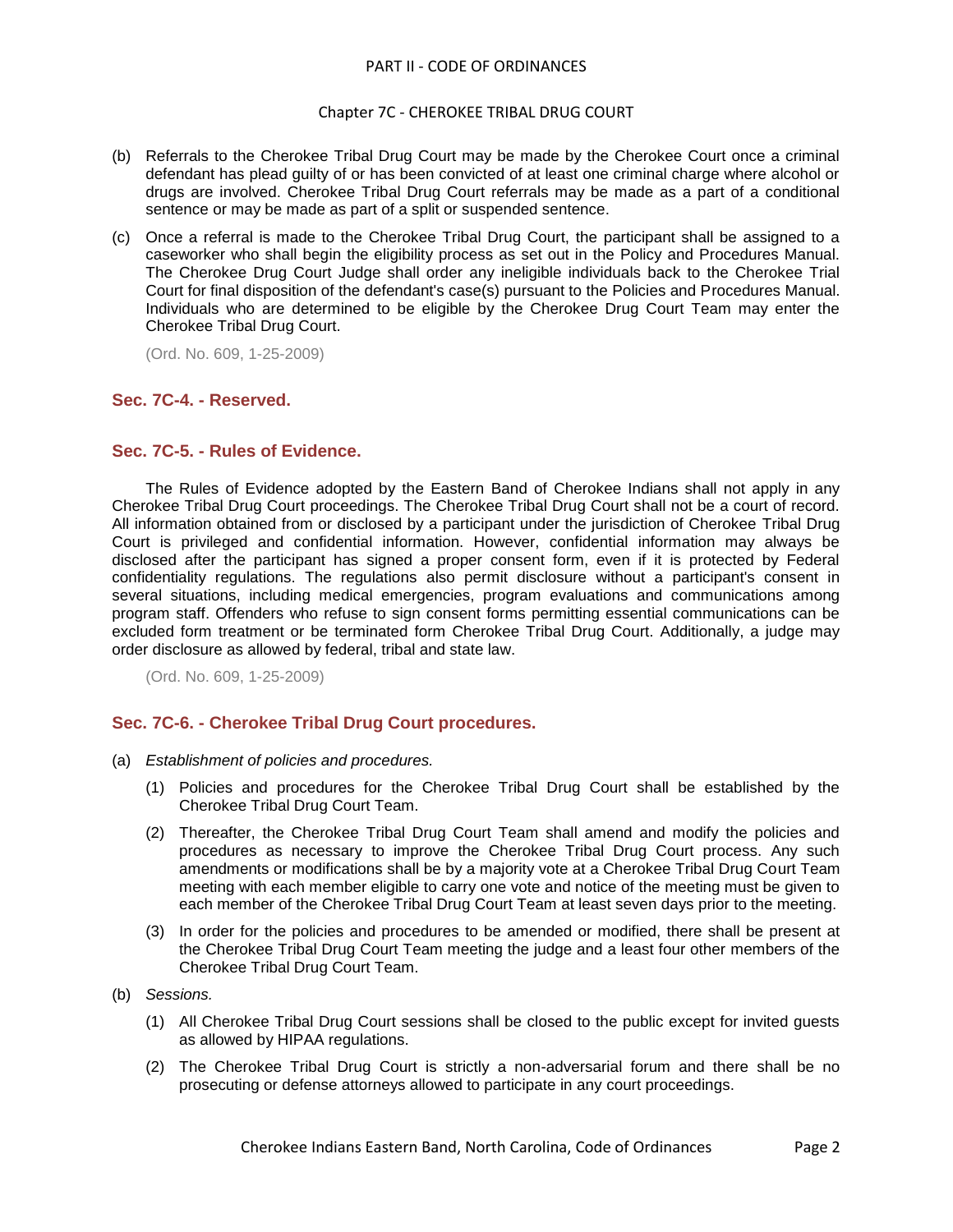(b) Referrals to the Cherokee Tribal Drug Court may be made by the Cherokee Court once a criminal defendant has plead guilty of or has been convicted of at least one criminal charge where alcohol or drugs are involved. Cherokee Tribal Drug Court referrals may be made as a part of a conditional sentence or may be made as part of a split or suspended sentence.

(c) Once a referral is made to the Cherokee Tribal Drug Court, the participant shall be assigned to a caseworker who shall begin the eligibility process as set out in the Policy and Procedures Manual. The Cherokee Drug Court Judge shall order any ineligible individuals back to the Cherokee Trial Court for final disposition of the defendant's case(s) pursuant to the Policies and Procedures Manual. Individuals who are determined to be eligible by the Cherokee Drug Court Team may enter the Cherokee Tribal Drug Court.

(Ord. No. 609, 1-25-2009)

## Sec. 7C-4. - Reserved.

## Sec. 7C-5. - Rules of Evidence.

The Rules of Evidence adopted by the Eastern Band of Cherokee Indians shall not apply in any Cherokee Tribal Drug Court proceedings. The Cherokee Tribal Drug Court shall not be a court of record. All information obtained from or disclosed by a participant under the jurisdiction of Cherokee Tribal Drug Court is privileged and confidential information. However, confidential information may always be disclosed after the participant has signed a proper consent form, even if it is protected by Federal confidentiality regulations. The regulations also permit disclosure without a participant's consent in several situations, including medical emergencies, program evaluations and communications among program staff. Offenders who refuse to sign consent forms permitting essential communications can be excluded form treatment or be terminated form Cherokee Tribal Drug Court. Additionally, a judge may order disclosure as allowed by federal, tribal and state law.

(Ord. No. 609, 1-25-2009)

## Sec. 7C-6. - Cherokee Tribal Drug Court procedures.

(a) *Establishment of policies and procedures.*

(1) Policies and procedures for the Cherokee Tribal Drug Court shall be established by the Cherokee Tribal Drug Court Team.

(2) Thereafter, the Cherokee Tribal Drug Court Team shall amend and modify the policies and procedures as necessary to improve the Cherokee Tribal Drug Court process. Any such amendments or modifications shall be by a majority vote at a Cherokee Tribal Drug Court Team meeting with each member eligible to carry one vote and notice of the meeting must be given to each member of the Cherokee Tribal Drug Court Team at least seven days prior to the meeting.

(3) In order for the policies and procedures to be amended or modified, there shall be present at the Cherokee Tribal Drug Court Team meeting the judge and a least four other members of the Cherokee Tribal Drug Court Team.

(b) *Sessions.*

(1) All Cherokee Tribal Drug Court sessions shall be closed to the public except for invited guests as allowed by HIPAA regulations.

(2) The Cherokee Tribal Drug Court is strictly a non-adversarial forum and there shall be no prosecuting or defense attorneys allowed to participate in any court proceedings.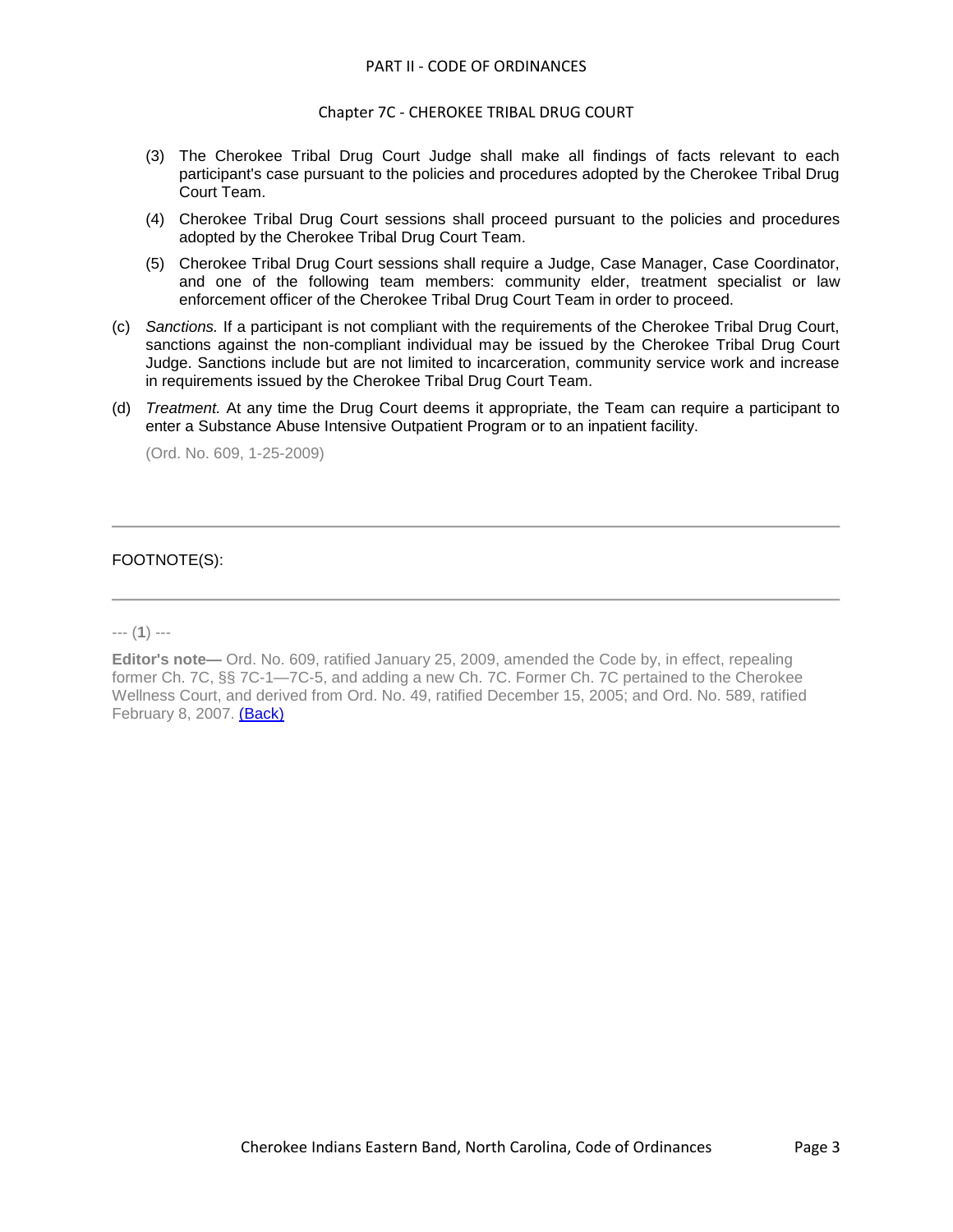(3) The Cherokee Tribal Drug Court Judge shall make all findings of facts relevant to each participant's case pursuant to the policies and procedures adopted by the Cherokee Tribal Drug Court Team.

(4) Cherokee Tribal Drug Court sessions shall proceed pursuant to the policies and procedures adopted by the Cherokee Tribal Drug Court Team.

(5) Cherokee Tribal Drug Court sessions shall require a Judge, Case Manager, Case Coordinator, and one of the following team members: community elder, treatment specialist or law enforcement officer of the Cherokee Tribal Drug Court Team in order to proceed.

(c) *Sanctions.* If a participant is not compliant with the requirements of the Cherokee Tribal Drug Court, sanctions against the non-compliant individual may be issued by the Cherokee Tribal Drug Court Judge. Sanctions include but are not limited to incarceration, community service work and increase in requirements issued by the Cherokee Tribal Drug Court Team.

(d) *Treatment.* At any time the Drug Court deems it appropriate, the Team can require a participant to enter a Substance Abuse Intensive Outpatient Program or to an inpatient facility.

(Ord. No. 609, 1-25-2009)

---

FOOTNOTE(S):

---

--- (**1**) ---

**Editor's note—** Ord. No. 609, ratified January 25, 2009, amended the Code by, in effect, repealing former Ch. 7C, §§ 7C-1—7C-5, and adding a new Ch. 7C. Former Ch. 7C pertained to the Cherokee Wellness Court, and derived from Ord. No. 49, ratified December 15, 2005; and Ord. No. 589, ratified February 8, 2007. (Back)